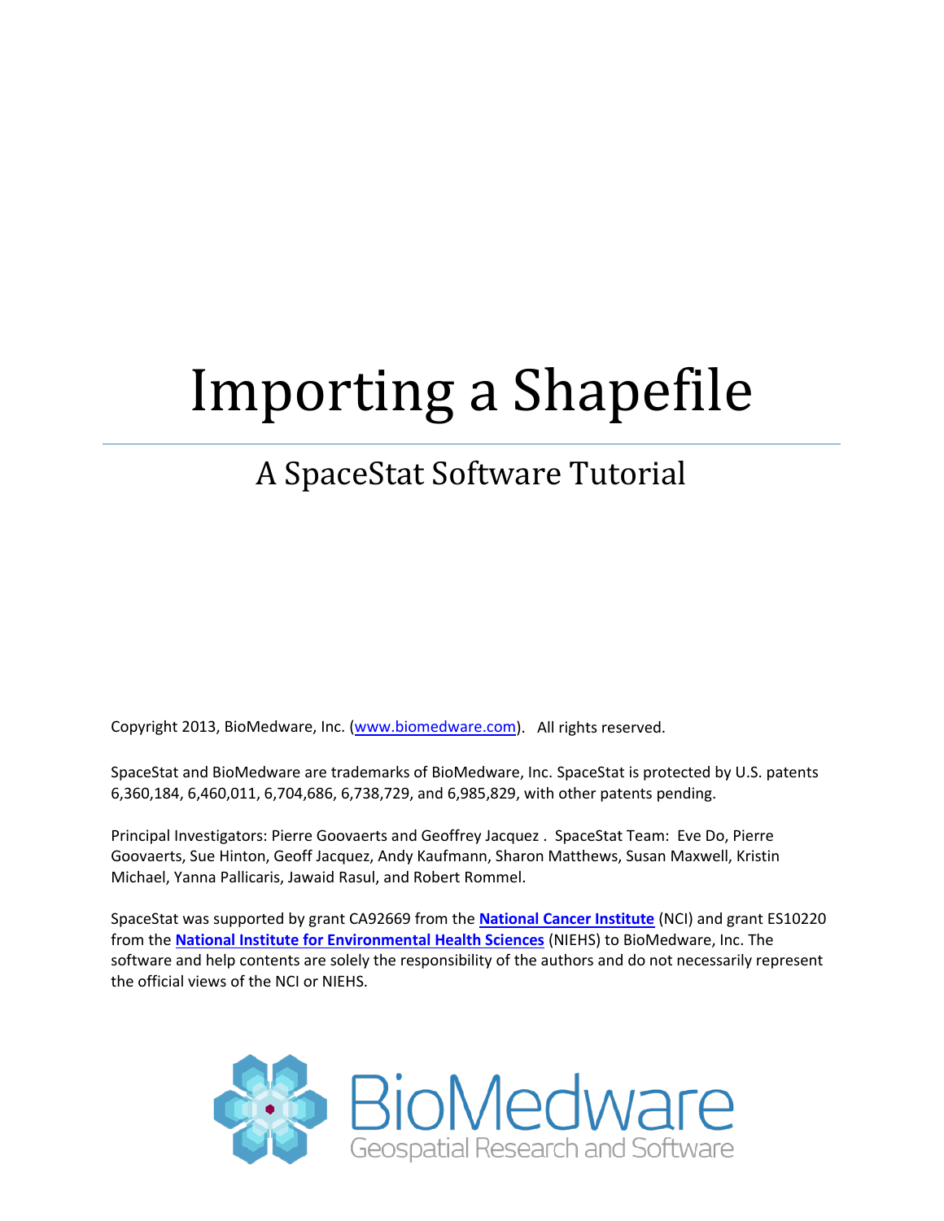# Importing a Shapefile

## A SpaceStat Software Tutorial

Copyright 2013, BioMedware, Inc. (www.biomedware.com). All rights reserved.

SpaceStat and BioMedware are trademarks of BioMedware, Inc. SpaceStat is protected by U.S. patents 6,360,184, 6,460,011, 6,704,686, 6,738,729, and 6,985,829, with other patents pending.

Principal Investigators: Pierre Goovaerts and Geoffrey Jacquez . SpaceStat Team: Eve Do, Pierre Goovaerts, Sue Hinton, Geoff Jacquez, Andy Kaufmann, Sharon Matthews, Susan Maxwell, Kristin Michael, Yanna Pallicaris, Jawaid Rasul, and Robert Rommel.

SpaceStat was supported by grant CA92669 from the **National Cancer Institute** (NCI) and grant ES10220 from the **National Institute for Environmental Health Sciences** (NIEHS) to BioMedware, Inc. The software and help contents are solely the responsibility of the authors and do not necessarily represent the official views of the NCI or NIEHS.

BioMedware
Geospatial Research and Software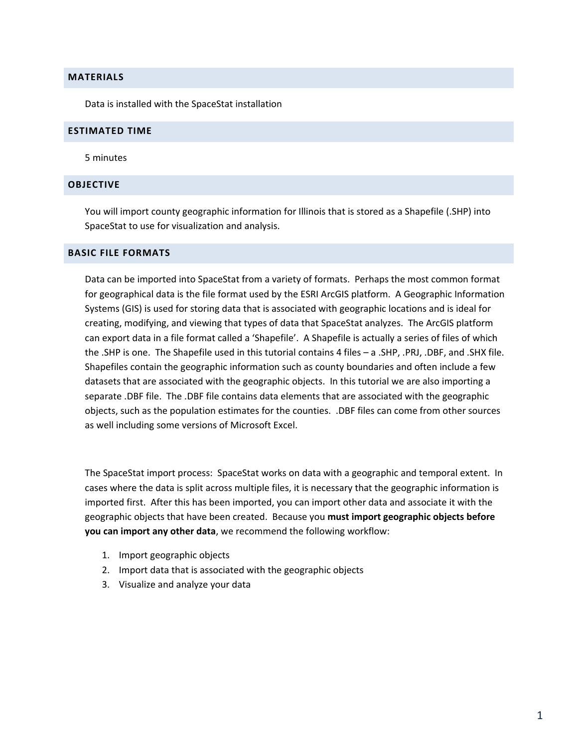## MATERIALS

Data is installed with the SpaceStat installation

## ESTIMATED TIME

5 minutes

## OBJECTIVE

You will import county geographic information for Illinois that is stored as a Shapefile (.SHP) into SpaceStat to use for visualization and analysis.

## BASIC FILE FORMATS

Data can be imported into SpaceStat from a variety of formats. Perhaps the most common format for geographical data is the file format used by the ESRI ArcGIS platform. A Geographic Information Systems (GIS) is used for storing data that is associated with geographic locations and is ideal for creating, modifying, and viewing that types of data that SpaceStat analyzes. The ArcGIS platform can export data in a file format called a 'Shapefile'. A Shapefile is actually a series of files of which the .SHP is one. The Shapefile used in this tutorial contains 4 files – a .SHP, .PRJ, .DBF, and .SHX file. Shapefiles contain the geographic information such as county boundaries and often include a few datasets that are associated with the geographic objects. In this tutorial we are also importing a separate .DBF file. The .DBF file contains data elements that are associated with the geographic objects, such as the population estimates for the counties. .DBF files can come from other sources as well including some versions of Microsoft Excel.

The SpaceStat import process: SpaceStat works on data with a geographic and temporal extent. In cases where the data is split across multiple files, it is necessary that the geographic information is imported first. After this has been imported, you can import other data and associate it with the geographic objects that have been created. Because you **must import geographic objects before you can import any other data**, we recommend the following workflow:

1. Import geographic objects
2. Import data that is associated with the geographic objects
3. Visualize and analyze your data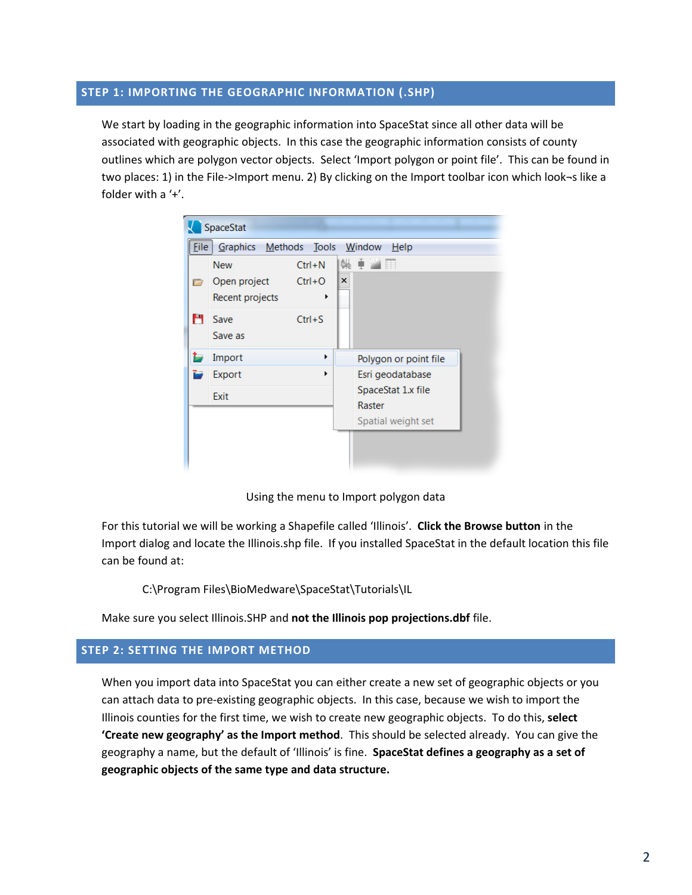## STEP 1: IMPORTING THE GEOGRAPHIC INFORMATION (.SHP)

We start by loading in the geographic information into SpaceStat since all other data will be associated with geographic objects. In this case the geographic information consists of county outlines which are polygon vector objects. Select 'Import polygon or point file'. This can be found in two places: 1) in the File->Import menu. 2) By clicking on the Import toolbar icon which look¬s like a folder with a '+'.

Using the menu to Import polygon data

For this tutorial we will be working a Shapefile called 'Illinois'. **Click the Browse button** in the Import dialog and locate the Illinois.shp file. If you installed SpaceStat in the default location this file can be found at:

C:\Program Files\BioMedware\SpaceStat\Tutorials\IL

Make sure you select Illinois.SHP and **not the Illinois pop projections.dbf** file.

## STEP 2: SETTING THE IMPORT METHOD

When you import data into SpaceStat you can either create a new set of geographic objects or you can attach data to pre-existing geographic objects. In this case, because we wish to import the Illinois counties for the first time, we wish to create new geographic objects. To do this, **select 'Create new geography' as the Import method**. This should be selected already. You can give the geography a name, but the default of 'Illinois' is fine. **SpaceStat defines a geography as a set of geographic objects of the same type and data structure.**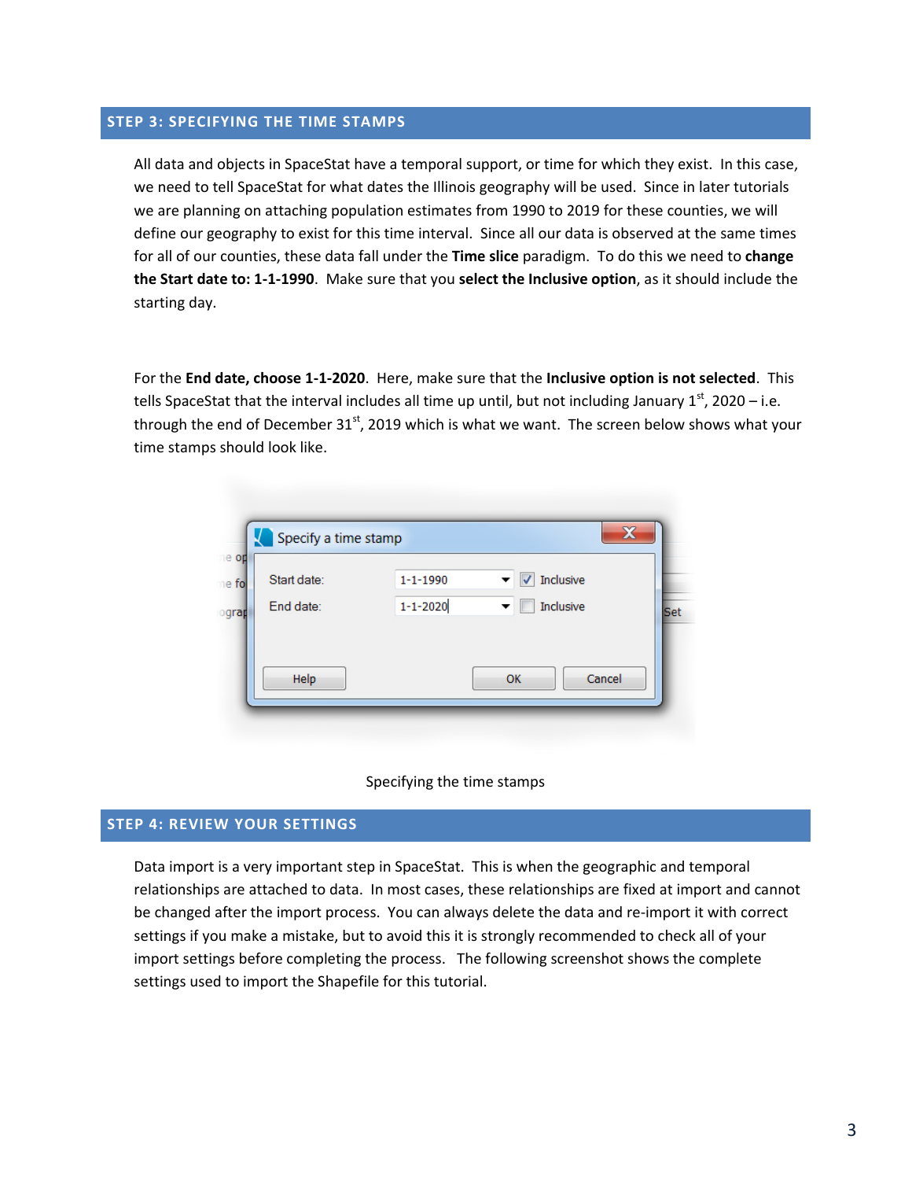## STEP 3: SPECIFYING THE TIME STAMPS

All data and objects in SpaceStat have a temporal support, or time for which they exist. In this case, we need to tell SpaceStat for what dates the Illinois geography will be used. Since in later tutorials we are planning on attaching population estimates from 1990 to 2019 for these counties, we will define our geography to exist for this time interval. Since all our data is observed at the same times for all of our counties, these data fall under the **Time slice** paradigm. To do this we need to **change the Start date to: 1-1-1990**. Make sure that you **select the Inclusive option**, as it should include the starting day.

For the **End date, choose 1-1-2020**. Here, make sure that the **Inclusive option is not selected**. This tells SpaceStat that the interval includes all time up until, but not including January 1st, 2020 – i.e. through the end of December 31st, 2019 which is what we want. The screen below shows what your time stamps should look like.

Specifying the time stamps

## STEP 4: REVIEW YOUR SETTINGS

Data import is a very important step in SpaceStat. This is when the geographic and temporal relationships are attached to data. In most cases, these relationships are fixed at import and cannot be changed after the import process. You can always delete the data and re-import it with correct settings if you make a mistake, but to avoid this it is strongly recommended to check all of your import settings before completing the process. The following screenshot shows the complete settings used to import the Shapefile for this tutorial.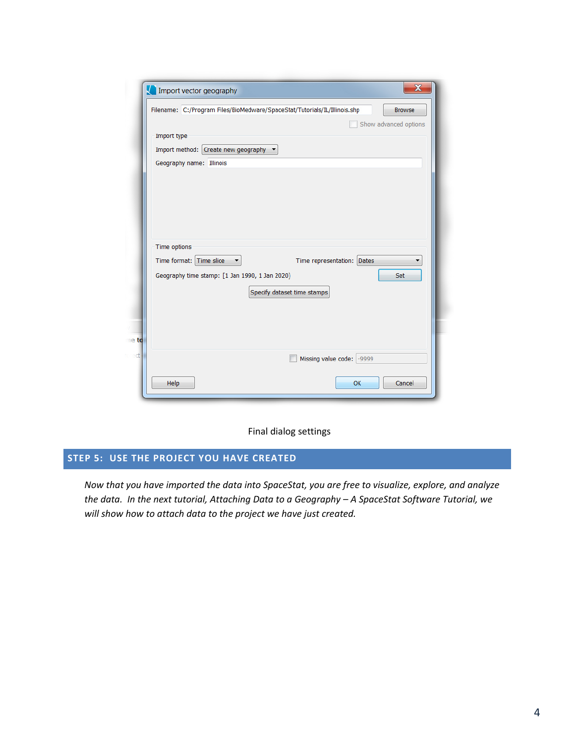Final dialog settings

## STEP 5: USE THE PROJECT YOU HAVE CREATED

*Now that you have imported the data into SpaceStat, you are free to visualize, explore, and analyze the data. In the next tutorial, Attaching Data to a Geography – A SpaceStat Software Tutorial, we will show how to attach data to the project we have just created.*